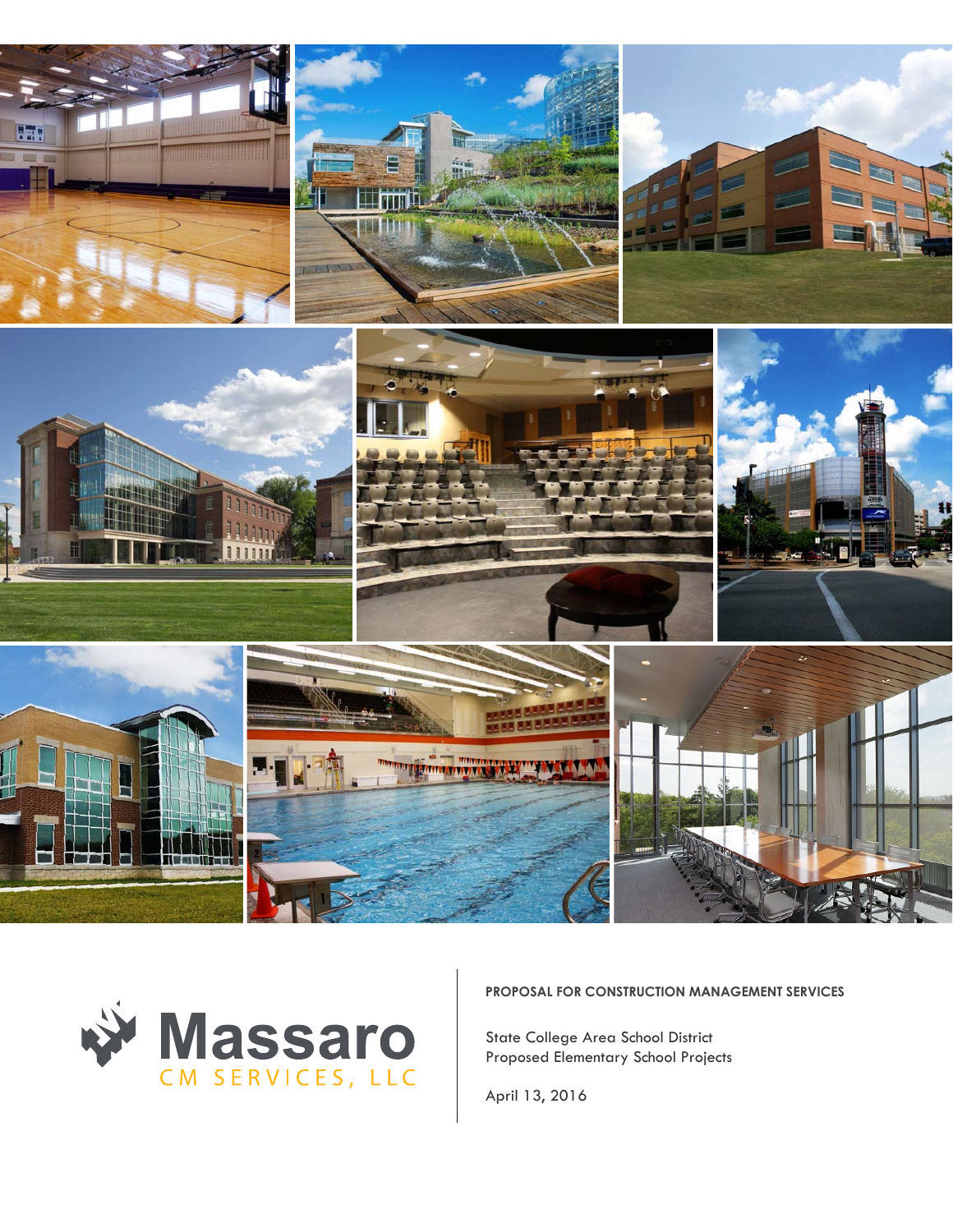Massaro
CM SERVICES, LLC

**PROPOSAL FOR CONSTRUCTION MANAGEMENT SERVICES**

State College Area School District
Proposed Elementary School Projects

April 13, 2016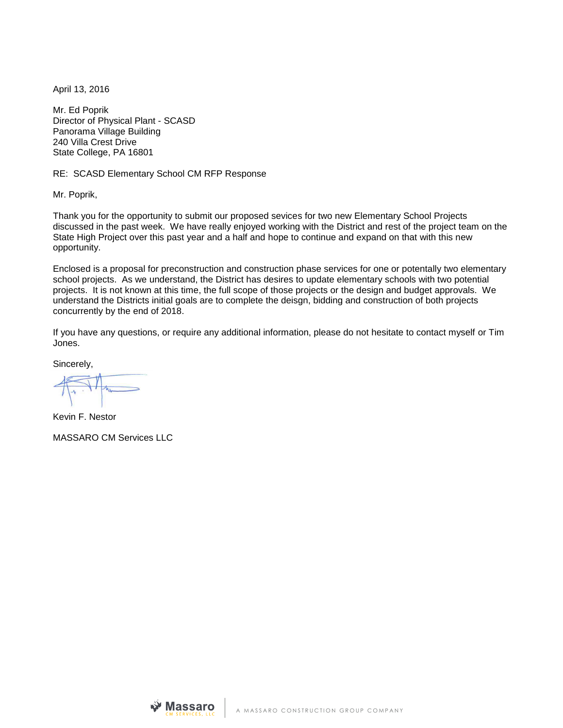April 13, 2016

Mr. Ed Poprik
Director of Physical Plant - SCASD
Panorama Village Building
240 Villa Crest Drive
State College, PA 16801

RE: SCASD Elementary School CM RFP Response

Mr. Poprik,

Thank you for the opportunity to submit our proposed sevices for two new Elementary School Projects discussed in the past week. We have really enjoyed working with the District and rest of the project team on the State High Project over this past year and a half and hope to continue and expand on that with this new opportunity.

Enclosed is a proposal for preconstruction and construction phase services for one or potentially two elementary school projects. As we understand, the District has desires to update elementary schools with two potential projects. It is not known at this time, the full scope of those projects or the design and budget approvals. We understand the Districts initial goals are to complete the deisgn, bidding and construction of both projects concurrently by the end of 2018.

If you have any questions, or require any additional information, please do not hesitate to contact myself or Tim Jones.

Sincerely,

Kevin F. Nestor

MASSARO CM Services LLC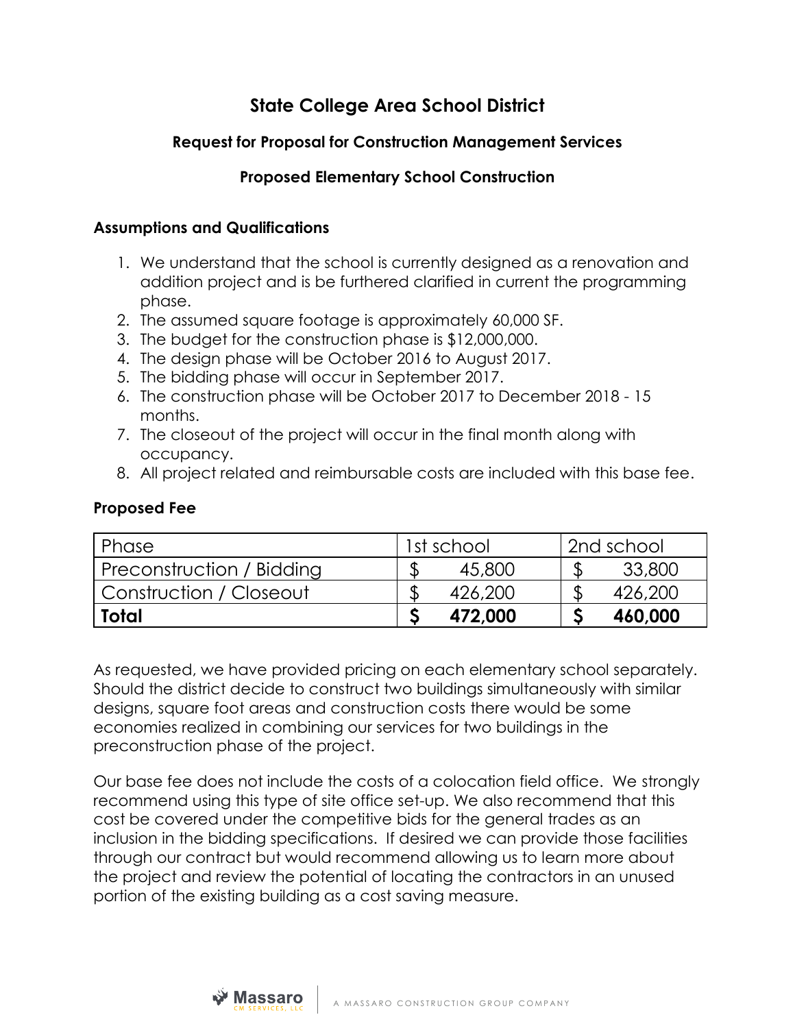# State College Area School District

### Request for Proposal for Construction Management Services

### Proposed Elementary School Construction

**Assumptions and Qualifications**

1. We understand that the school is currently designed as a renovation and addition project and is be furthered clarified in current the programming phase.
2. The assumed square footage is approximately 60,000 SF.
3. The budget for the construction phase is $12,000,000.
4. The design phase will be October 2016 to August 2017.
5. The bidding phase will occur in September 2017.
6. The construction phase will be October 2017 to December 2018 - 15 months.
7. The closeout of the project will occur in the final month along with occupancy.
8. All project related and reimbursable costs are included with this base fee.

**Proposed Fee**

| Phase | 1st school | 2nd school |
|---|---|---|
| Preconstruction / Bidding | $ 45,800 | $ 33,800 |
| Construction / Closeout | $ 426,200 | $ 426,200 |
| **Total** | **$ 472,000** | **$ 460,000** |

As requested, we have provided pricing on each elementary school separately. Should the district decide to construct two buildings simultaneously with similar designs, square foot areas and construction costs there would be some economies realized in combining our services for two buildings in the preconstruction phase of the project.

Our base fee does not include the costs of a colocation field office. We strongly recommend using this type of site office set-up. We also recommend that this cost be covered under the competitive bids for the general trades as an inclusion in the bidding specifications. If desired we can provide those facilities through our contract but would recommend allowing us to learn more about the project and review the potential of locating the contractors in an unused portion of the existing building as a cost saving measure.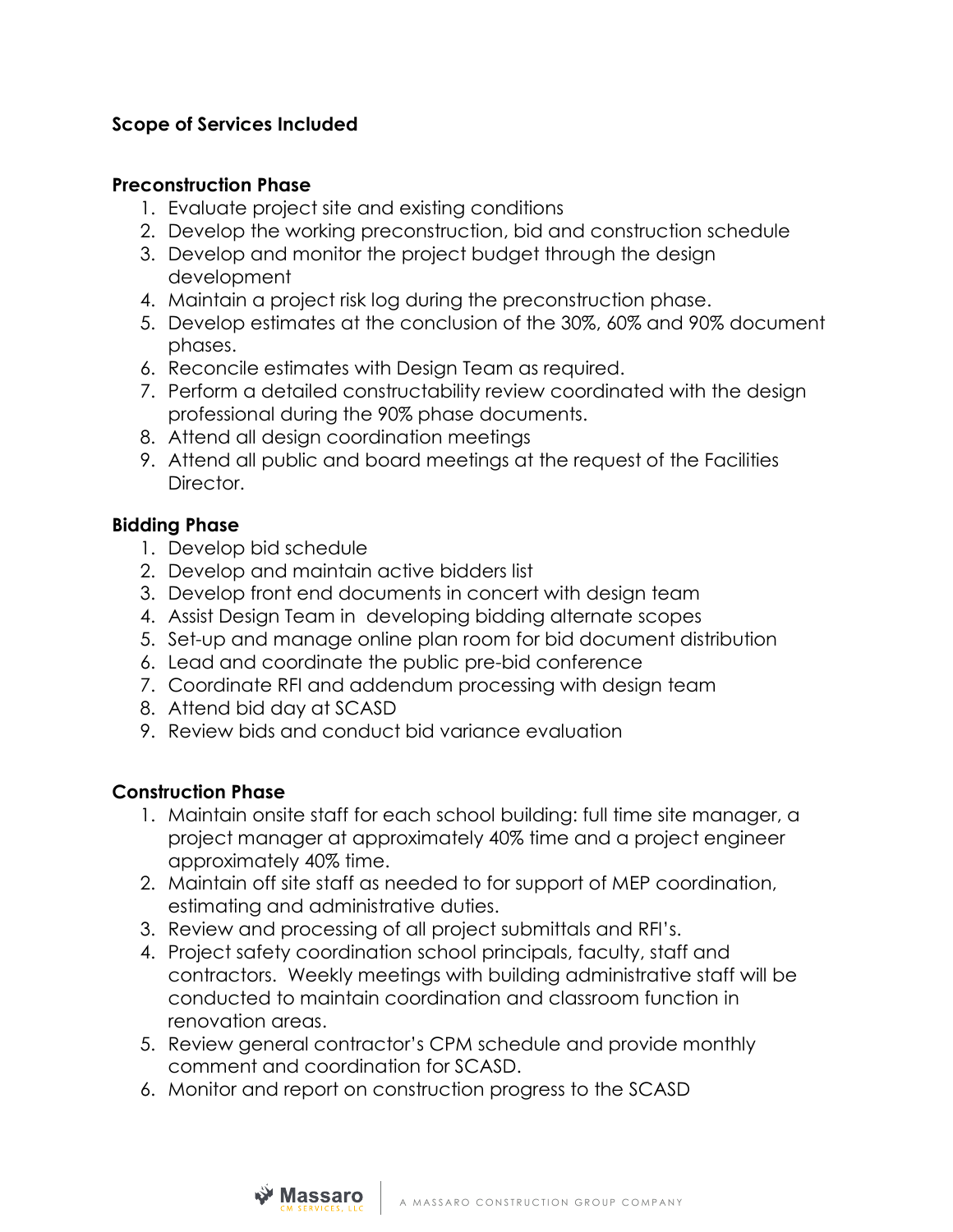**Scope of Services Included**

**Preconstruction Phase**

1. Evaluate project site and existing conditions
2. Develop the working preconstruction, bid and construction schedule
3. Develop and monitor the project budget through the design development
4. Maintain a project risk log during the preconstruction phase.
5. Develop estimates at the conclusion of the 30%, 60% and 90% document phases.
6. Reconcile estimates with Design Team as required.
7. Perform a detailed constructability review coordinated with the design professional during the 90% phase documents.
8. Attend all design coordination meetings
9. Attend all public and board meetings at the request of the Facilities Director.

**Bidding Phase**

1. Develop bid schedule
2. Develop and maintain active bidders list
3. Develop front end documents in concert with design team
4. Assist Design Team in developing bidding alternate scopes
5. Set-up and manage online plan room for bid document distribution
6. Lead and coordinate the public pre-bid conference
7. Coordinate RFI and addendum processing with design team
8. Attend bid day at SCASD
9. Review bids and conduct bid variance evaluation

**Construction Phase**

1. Maintain onsite staff for each school building: full time site manager, a project manager at approximately 40% time and a project engineer approximately 40% time.
2. Maintain off site staff as needed to for support of MEP coordination, estimating and administrative duties.
3. Review and processing of all project submittals and RFI's.
4. Project safety coordination school principals, faculty, staff and contractors. Weekly meetings with building administrative staff will be conducted to maintain coordination and classroom function in renovation areas.
5. Review general contractor's CPM schedule and provide monthly comment and coordination for SCASD.
6. Monitor and report on construction progress to the SCASD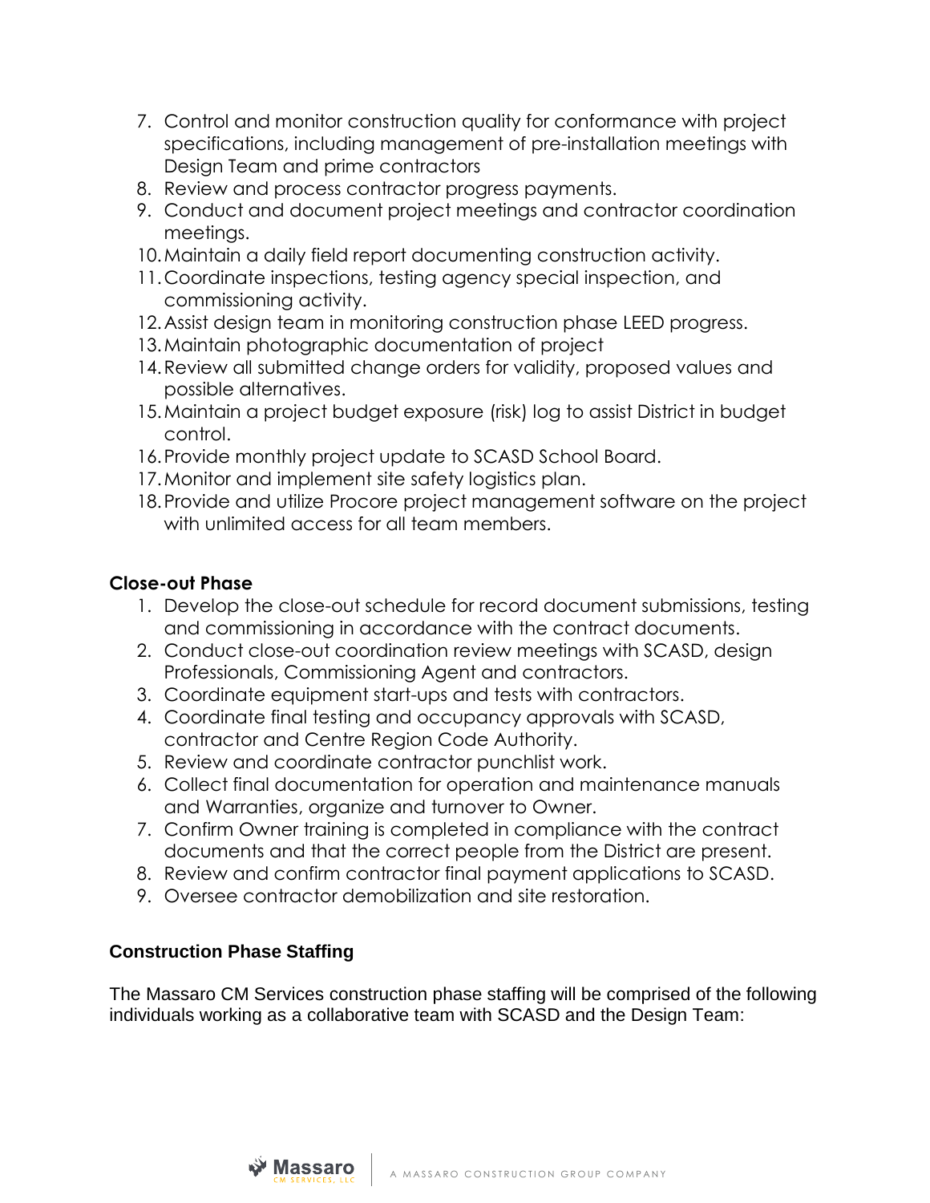7. Control and monitor construction quality for conformance with project specifications, including management of pre-installation meetings with Design Team and prime contractors
8. Review and process contractor progress payments.
9. Conduct and document project meetings and contractor coordination meetings.
10. Maintain a daily field report documenting construction activity.
11. Coordinate inspections, testing agency special inspection, and commissioning activity.
12. Assist design team in monitoring construction phase LEED progress.
13. Maintain photographic documentation of project
14. Review all submitted change orders for validity, proposed values and possible alternatives.
15. Maintain a project budget exposure (risk) log to assist District in budget control.
16. Provide monthly project update to SCASD School Board.
17. Monitor and implement site safety logistics plan.
18. Provide and utilize Procore project management software on the project with unlimited access for all team members.

**Close-out Phase**

1. Develop the close-out schedule for record document submissions, testing and commissioning in accordance with the contract documents.
2. Conduct close-out coordination review meetings with SCASD, design Professionals, Commissioning Agent and contractors.
3. Coordinate equipment start-ups and tests with contractors.
4. Coordinate final testing and occupancy approvals with SCASD, contractor and Centre Region Code Authority.
5. Review and coordinate contractor punchlist work.
6. Collect final documentation for operation and maintenance manuals and Warranties, organize and turnover to Owner.
7. Confirm Owner training is completed in compliance with the contract documents and that the correct people from the District are present.
8. Review and confirm contractor final payment applications to SCASD.
9. Oversee contractor demobilization and site restoration.

**Construction Phase Staffing**

The Massaro CM Services construction phase staffing will be comprised of the following individuals working as a collaborative team with SCASD and the Design Team: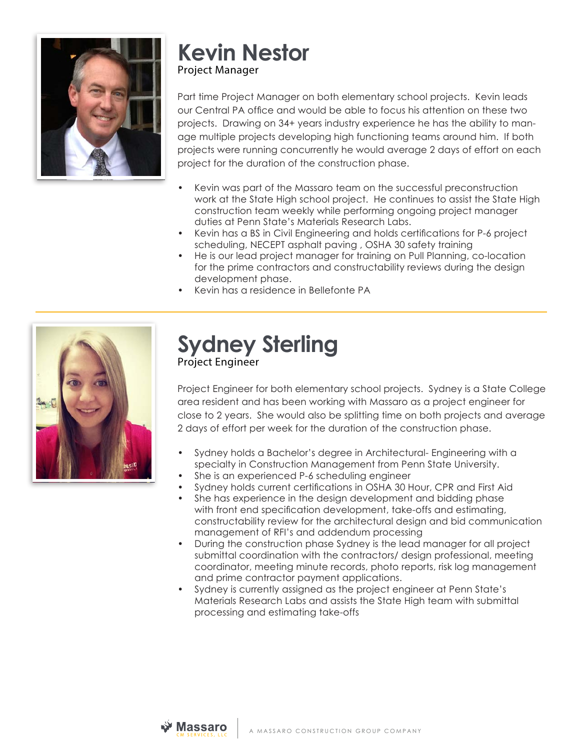# Kevin Nestor

Project Manager

Part time Project Manager on both elementary school projects. Kevin leads our Central PA office and would be able to focus his attention on these two projects. Drawing on 34+ years industry experience he has the ability to manage multiple projects developing high functioning teams around him. If both projects were running concurrently he would average 2 days of effort on each project for the duration of the construction phase.

- Kevin was part of the Massaro team on the successful preconstruction work at the State High school project. He continues to assist the State High construction team weekly while performing ongoing project manager duties at Penn State's Materials Research Labs.
- Kevin has a BS in Civil Engineering and holds certifications for P-6 project scheduling, NECEPT asphalt paving , OSHA 30 safety training
- He is our lead project manager for training on Pull Planning, co-location for the prime contractors and constructability reviews during the design development phase.
- Kevin has a residence in Bellefonte PA

---

# Sydney Sterling

Project Engineer

Project Engineer for both elementary school projects. Sydney is a State College area resident and has been working with Massaro as a project engineer for close to 2 years. She would also be splitting time on both projects and average 2 days of effort per week for the duration of the construction phase.

- Sydney holds a Bachelor's degree in Architectural- Engineering with a specialty in Construction Management from Penn State University.
- She is an experienced P-6 scheduling engineer
- Sydney holds current certifications in OSHA 30 Hour, CPR and First Aid
- She has experience in the design development and bidding phase with front end specification development, take-offs and estimating, constructability review for the architectural design and bid communication management of RFI's and addendum processing
- During the construction phase Sydney is the lead manager for all project submittal coordination with the contractors/ design professional, meeting coordinator, meeting minute records, photo reports, risk log management and prime contractor payment applications.
- Sydney is currently assigned as the project engineer at Penn State's Materials Research Labs and assists the State High team with submittal processing and estimating take-offs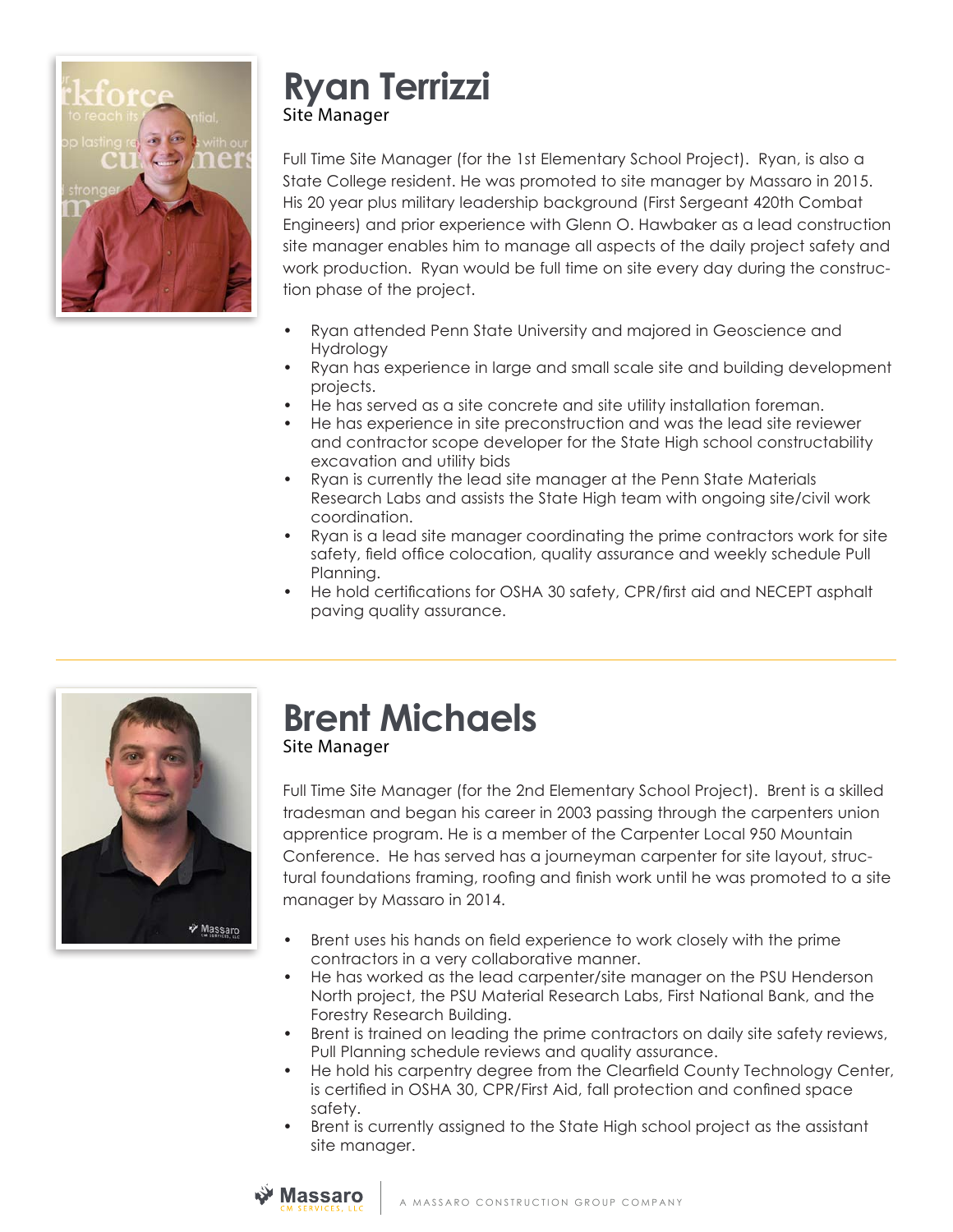# Ryan Terrizzi

Site Manager

Full Time Site Manager (for the 1st Elementary School Project). Ryan, is also a State College resident. He was promoted to site manager by Massaro in 2015. His 20 year plus military leadership background (First Sergeant 420th Combat Engineers) and prior experience with Glenn O. Hawbaker as a lead construction site manager enables him to manage all aspects of the daily project safety and work production. Ryan would be full time on site every day during the construction phase of the project.

- Ryan attended Penn State University and majored in Geoscience and Hydrology
- Ryan has experience in large and small scale site and building development projects.
- He has served as a site concrete and site utility installation foreman.
- He has experience in site preconstruction and was the lead site reviewer and contractor scope developer for the State High school constructability excavation and utility bids
- Ryan is currently the lead site manager at the Penn State Materials Research Labs and assists the State High team with ongoing site/civil work coordination.
- Ryan is a lead site manager coordinating the prime contractors work for site safety, field office colocation, quality assurance and weekly schedule Pull Planning.
- He hold certifications for OSHA 30 safety, CPR/first aid and NECEPT asphalt paving quality assurance.

---

# Brent Michaels

Site Manager

Full Time Site Manager (for the 2nd Elementary School Project). Brent is a skilled tradesman and began his career in 2003 passing through the carpenters union apprentice program. He is a member of the Carpenter Local 950 Mountain Conference. He has served has a journeyman carpenter for site layout, structural foundations framing, roofing and finish work until he was promoted to a site manager by Massaro in 2014.

- Brent uses his hands on field experience to work closely with the prime contractors in a very collaborative manner.
- He has worked as the lead carpenter/site manager on the PSU Henderson North project, the PSU Material Research Labs, First National Bank, and the Forestry Research Building.
- Brent is trained on leading the prime contractors on daily site safety reviews, Pull Planning schedule reviews and quality assurance.
- He hold his carpentry degree from the Clearfield County Technology Center, is certified in OSHA 30, CPR/First Aid, fall protection and confined space safety.
- Brent is currently assigned to the State High school project as the assistant site manager.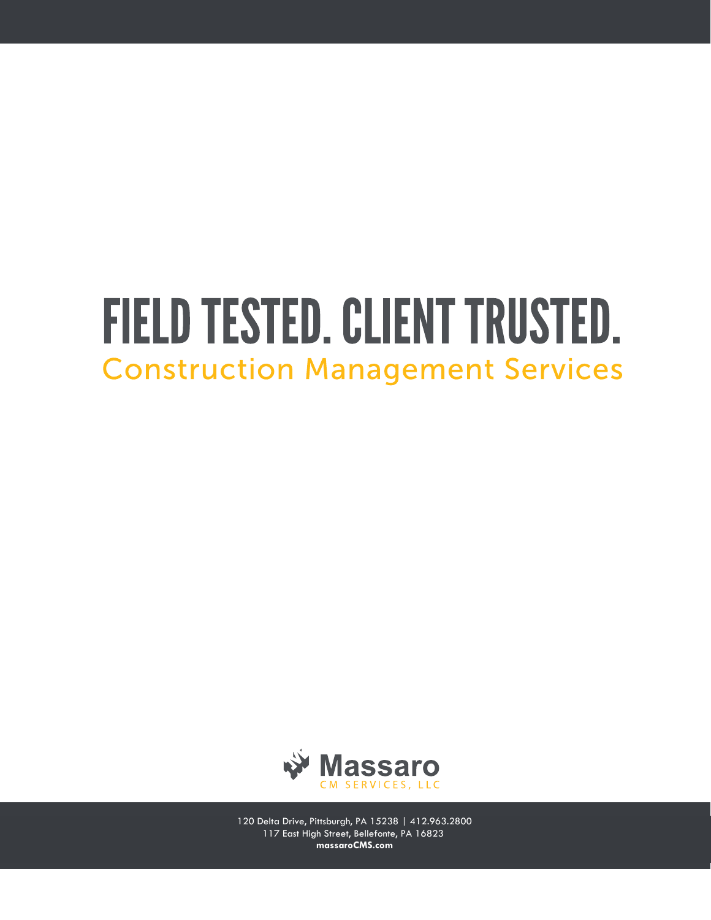# FIELD TESTED. CLIENT TRUSTED.

## Construction Management Services

Massaro
CM SERVICES, LLC

120 Delta Drive, Pittsburgh, PA 15238 | 412.963.2800
117 East High Street, Bellefonte, PA 16823
**massaroCMS.com**